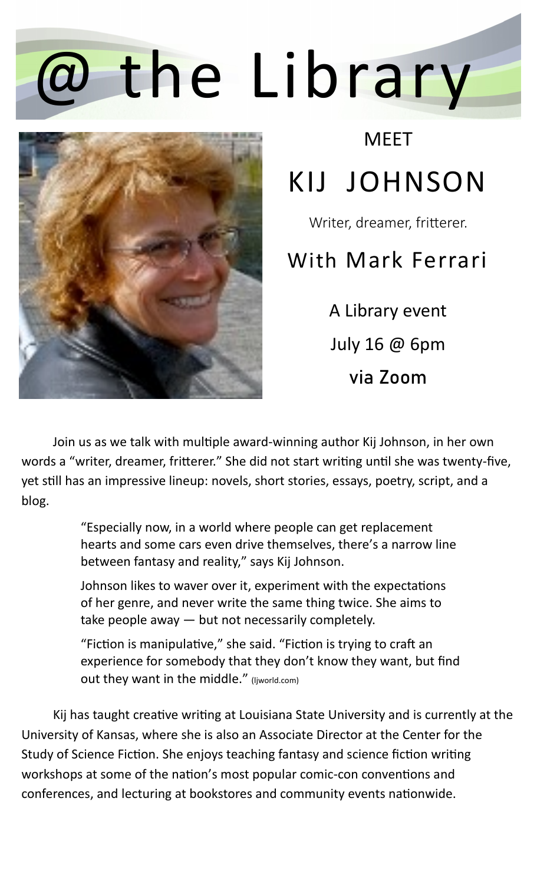# @ the Library

MEET

## KIJ JOHNSON

Writer, dreamer, fritterer.

### With Mark Ferrari

A Library event

July 16 @ 6pm

**via Zoom**

Join us as we talk with multiple award-winning author Kij Johnson, in her own words a "writer, dreamer, fritterer." She did not start writing until she was twenty-five, yet still has an impressive lineup: novels, short stories, essays, poetry, script, and a blog.

> "Especially now, in a world where people can get replacement hearts and some cars even drive themselves, there's a narrow line between fantasy and reality," says Kij Johnson.
>
> Johnson likes to waver over it, experiment with the expectations of her genre, and never write the same thing twice. She aims to take people away — but not necessarily completely.
>
> "Fiction is manipulative," she said. "Fiction is trying to craft an experience for somebody that they don't know they want, but find out they want in the middle." (ljworld.com)

Kij has taught creative writing at Louisiana State University and is currently at the University of Kansas, where she is also an Associate Director at the Center for the Study of Science Fiction. She enjoys teaching fantasy and science fiction writing workshops at some of the nation's most popular comic-con conventions and conferences, and lecturing at bookstores and community events nationwide.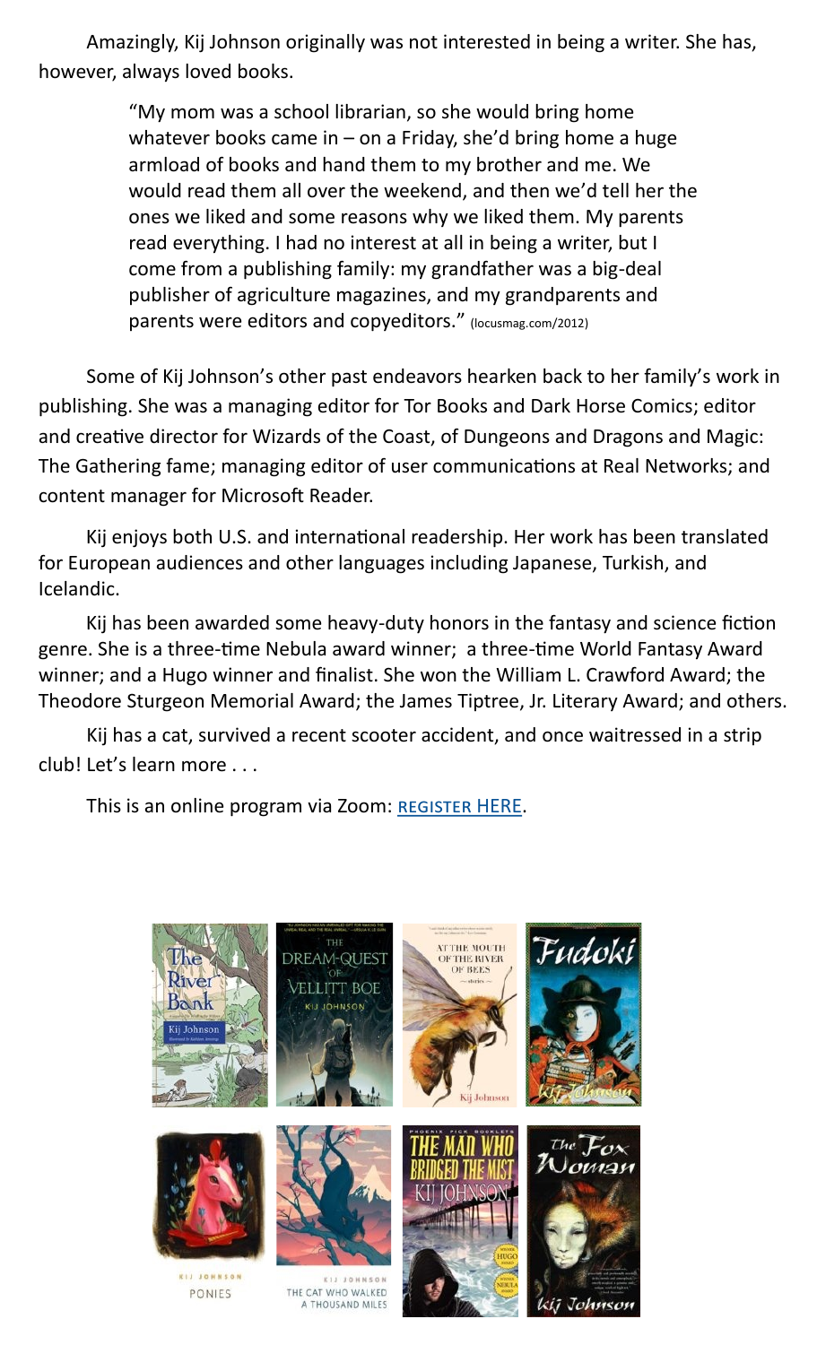Amazingly, Kij Johnson originally was not interested in being a writer. She has, however, always loved books.

> "My mom was a school librarian, so she would bring home whatever books came in – on a Friday, she'd bring home a huge armload of books and hand them to my brother and me. We would read them all over the weekend, and then we'd tell her the ones we liked and some reasons why we liked them. My parents read everything. I had no interest at all in being a writer, but I come from a publishing family: my grandfather was a big-deal publisher of agriculture magazines, and my grandparents and parents were editors and copyeditors." (locusmag.com/2012)

Some of Kij Johnson's other past endeavors hearken back to her family's work in publishing. She was a managing editor for Tor Books and Dark Horse Comics; editor and creative director for Wizards of the Coast, of Dungeons and Dragons and Magic: The Gathering fame; managing editor of user communications at Real Networks; and content manager for Microsoft Reader.

Kij enjoys both U.S. and international readership. Her work has been translated for European audiences and other languages including Japanese, Turkish, and Icelandic.

Kij has been awarded some heavy-duty honors in the fantasy and science fiction genre. She is a three-time Nebula award winner; a three-time World Fantasy Award winner; and a Hugo winner and finalist. She won the William L. Crawford Award; the Theodore Sturgeon Memorial Award; the James Tiptree, Jr. Literary Award; and others.

Kij has a cat, survived a recent scooter accident, and once waitressed in a strip club! Let's learn more . . .

This is an online program via Zoom: [REGISTER HERE].